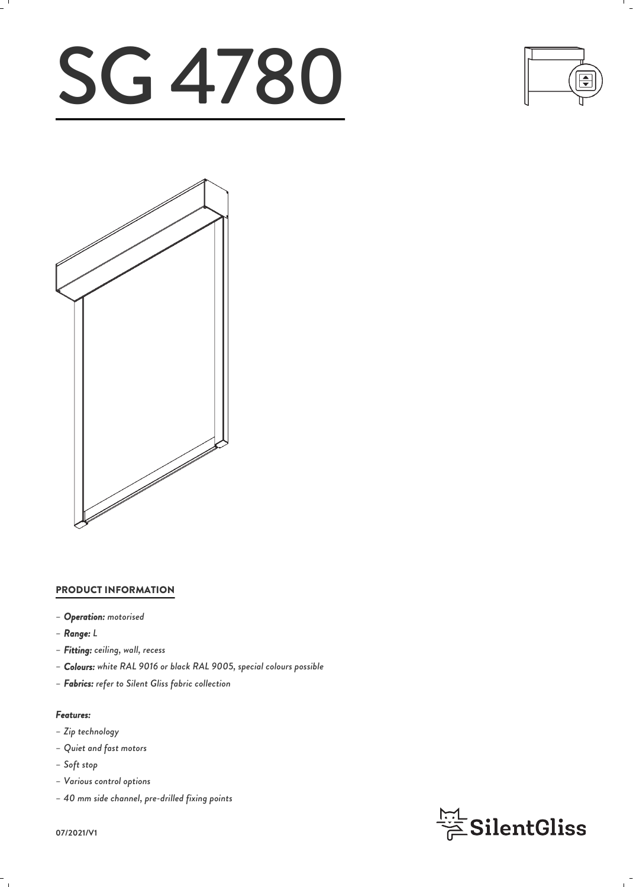# SG 4780

## PRODUCT INFORMATION

- ***Operation:*** *motorised*
- ***Range:*** *L*
- ***Fitting:*** *ceiling, wall, recess*
- ***Colours:*** *white RAL 9016 or black RAL 9005, special colours possible*
- ***Fabrics:*** *refer to Silent Gliss fabric collection*

***Features:***

- *Zip technology*
- *Quiet and fast motors*
- *Soft stop*
- *Various control options*
- *40 mm side channel, pre-drilled fixing points*

**07/2021/V1**

SilentGliss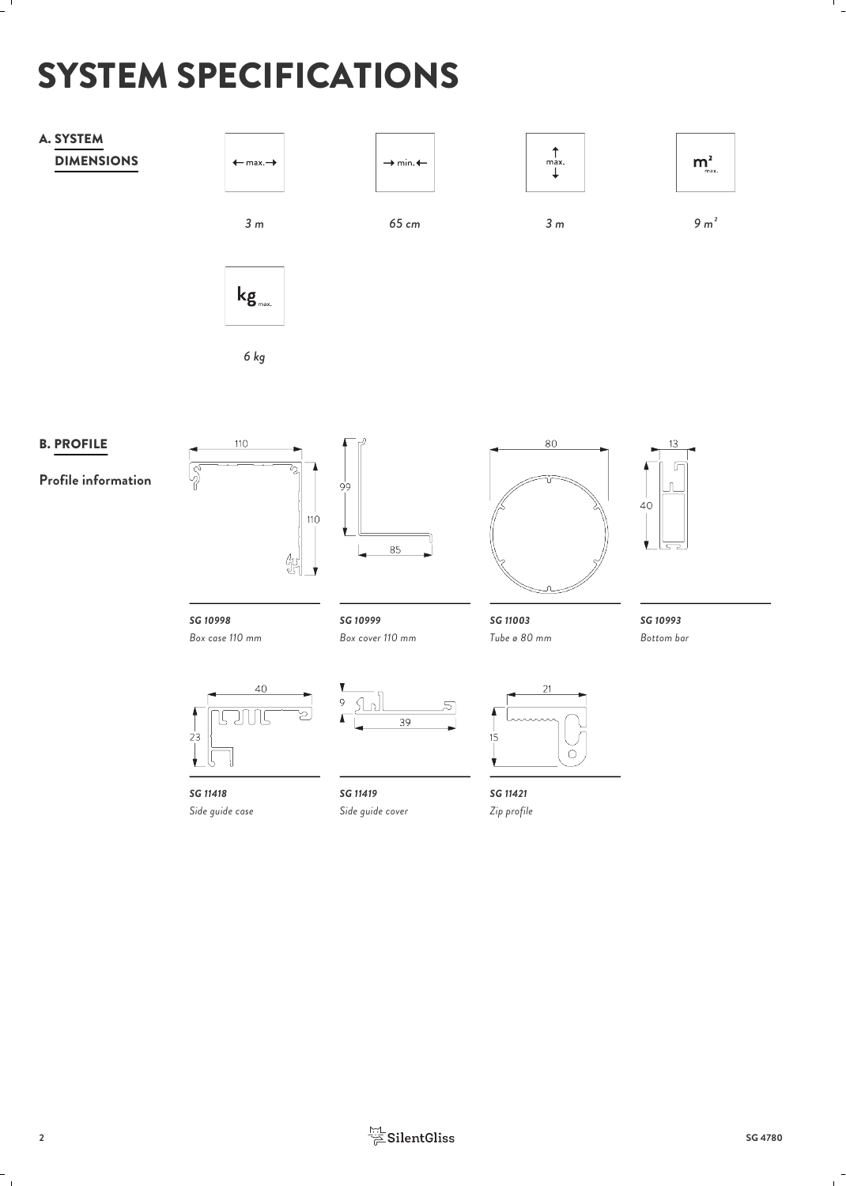# SYSTEM SPECIFICATIONS

## A. SYSTEM DIMENSIONS

| ← max. → | → min. ← | ↕ max. | $m^2$ max. | kg max. |
|---|---|---|---|---|
| *3 m* | *65 cm* | *3 m* | *9 m²* | *6 kg* |

## B. PROFILE

**Profile information**

| Profile | Description | Dimensions |
|---|---|---|
| ***SG 10998*** | *Box case 110 mm* | 110 × 110 |
| ***SG 10999*** | *Box cover 110 mm* | 99 × 85 |
| ***SG 11003*** | *Tube ø 80 mm* | 80 |
| ***SG 10993*** | *Bottom bar* | 13 × 40 |
| ***SG 11418*** | *Side guide case* | 40 × 23 |
| ***SG 11419*** | *Side guide cover* | 9 × 39 |
| ***SG 11421*** | *Zip profile* | 21 × 15 |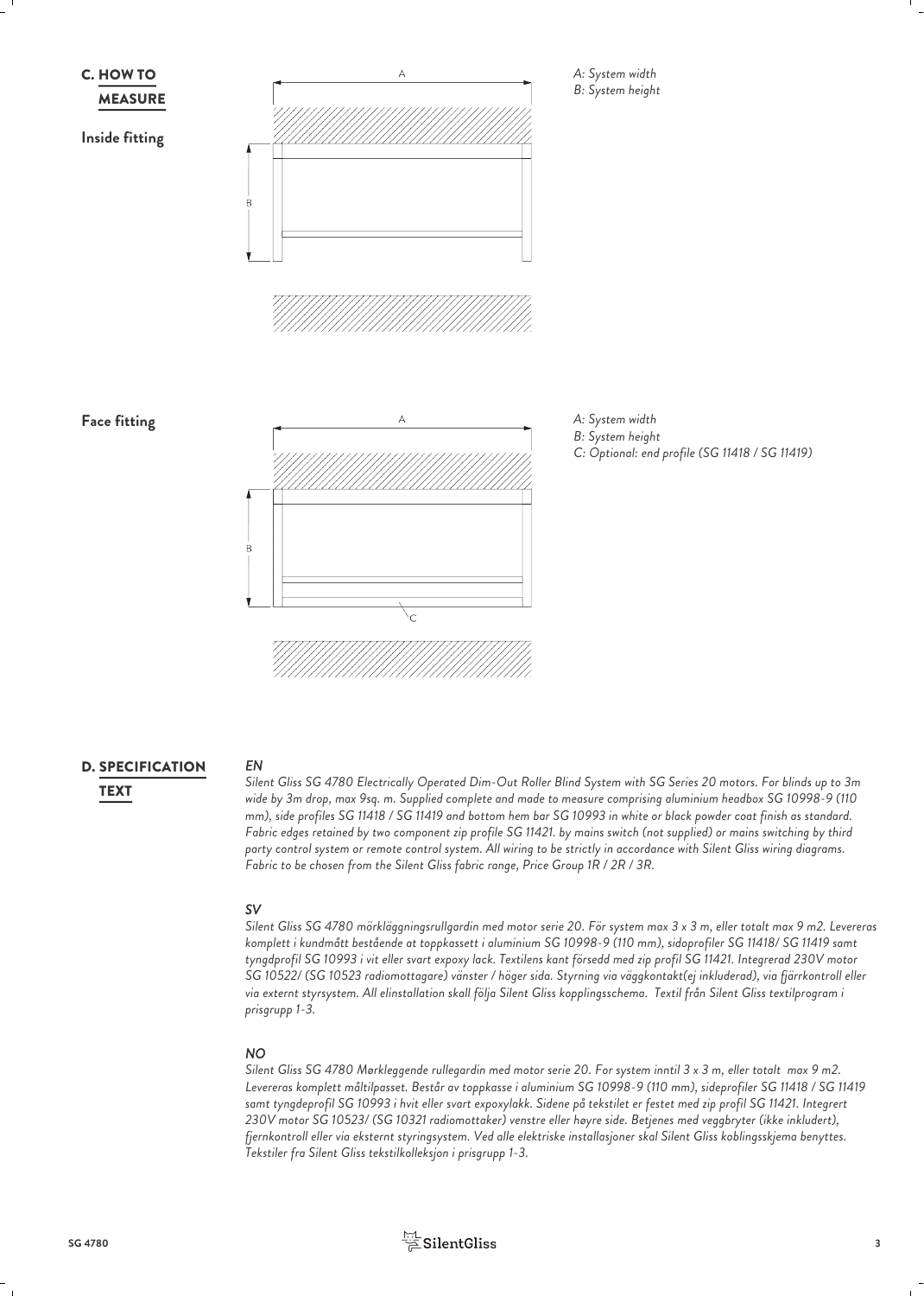## C. HOW TO MEASURE

**Inside fitting**

*A: System width*
*B: System height*

**Face fitting**

*A: System width*
*B: System height*
*C: Optional: end profile (SG 11418 / SG 11419)*

## D. SPECIFICATION TEXT

***EN***

*Silent Gliss SG 4780 Electrically Operated Dim-Out Roller Blind System with SG Series 20 motors. For blinds up to 3m wide by 3m drop, max 9sq. m. Supplied complete and made to measure comprising aluminium headbox SG 10998-9 (110 mm), side profiles SG 11418 / SG 11419 and bottom hem bar SG 10993 in white or black powder coat finish as standard. Fabric edges retained by two component zip profile SG 11421. by mains switch (not supplied) or mains switching by third party control system or remote control system. All wiring to be strictly in accordance with Silent Gliss wiring diagrams. Fabric to be chosen from the Silent Gliss fabric range, Price Group 1R / 2R / 3R.*

***SV***

*Silent Gliss SG 4780 mörkläggningsrullgardin med motor serie 20. För system max 3 x 3 m, eller totalt max 9 m2. Levereras komplett i kundmått bestående at toppkassett i aluminium SG 10998-9 (110 mm), sidoprofiler SG 11418/ SG 11419 samt tyngdprofil SG 10993 i vit eller svart expoxy lack. Textilens kant försedd med zip profil SG 11421. Integrerad 230V motor SG 10522/ (SG 10523 radiomottagare) vänster / höger sida. Styrning via väggkontakt(ej inkluderad), via fjärrkontroll eller via externt styrsystem. All elinstallation skall följa Silent Gliss kopplingsschema. Textil från Silent Gliss textilprogram i prisgrupp 1-3.*

***NO***

*Silent Gliss SG 4780 Mørkleggende rullegardin med motor serie 20. For system inntil 3 x 3 m, eller totalt max 9 m2. Levereras komplett måltilpasset. Består av toppkasse i aluminium SG 10998-9 (110 mm), sideprofiler SG 11418 / SG 11419 samt tyngdeprofil SG 10993 i hvit eller svart expoxylakk. Sidene på tekstilet er festet med zip profil SG 11421. Integrert 230V motor SG 10523/ (SG 10321 radiomottaker) venstre eller høyre side. Betjenes med veggbryter (ikke inkludert), fjernkontroll eller via eksternt styringsystem. Ved alle elektriske installasjoner skal Silent Gliss koblingsskjema benyttes. Tekstiler fra Silent Gliss tekstilkolleksjon i prisgrupp 1-3.*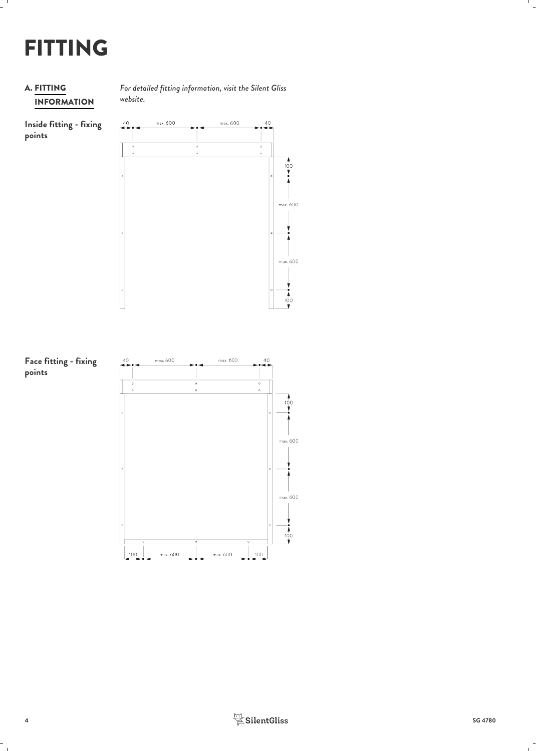# FITTING

## A. FITTING INFORMATION

*For detailed fitting information, visit the Silent Gliss website.*

**Inside fitting - fixing points**

40 max. 600 max. 600 40

100

max. 600

max. 600

100

**Face fitting - fixing points**

40 max. 600 max. 600 40

100

max. 600

max. 600

100

100 max. 600 max. 600 100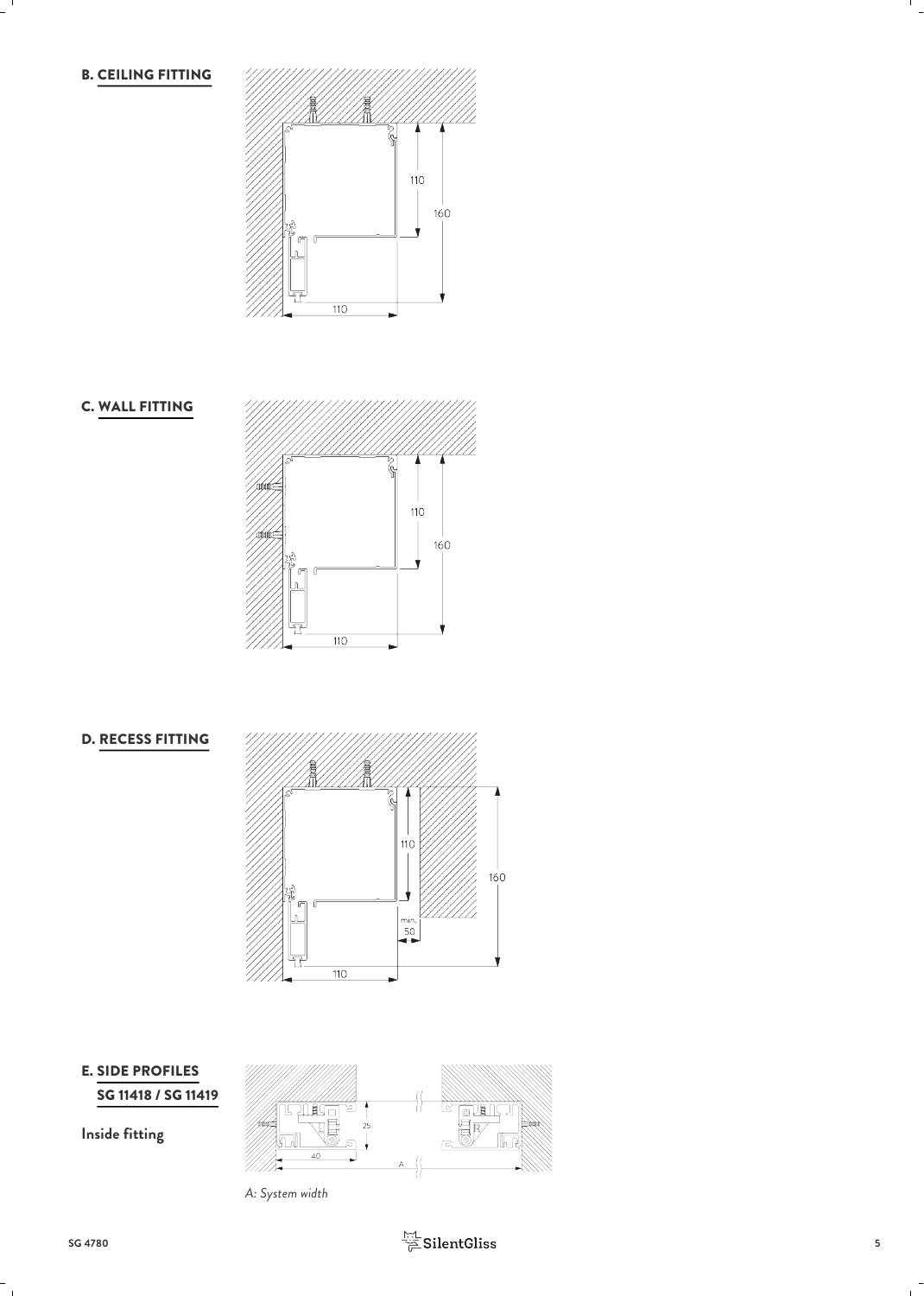## B. CEILING FITTING

110

160

110

## C. WALL FITTING

110

160

110

## D. RECESS FITTING

110

160

min. 50

110

## E. SIDE PROFILES SG 11418 / SG 11419

**Inside fitting**

25

40

A

*A: System width*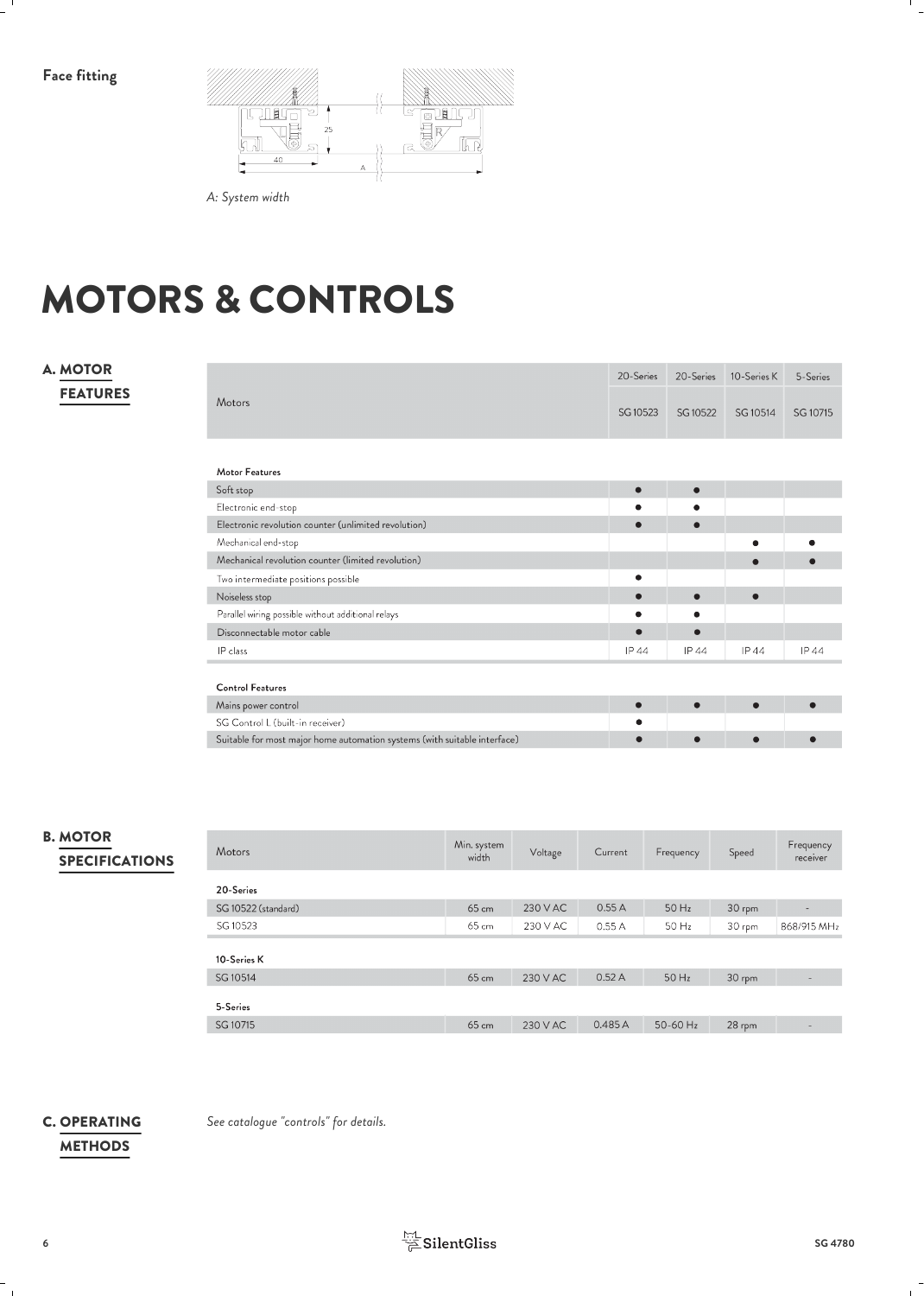**Face fitting**

A: System width

# MOTORS & CONTROLS

## A. MOTOR FEATURES

| Motors | 20-Series SG 10523 | 20-Series SG 10522 | 10-Series K SG 10514 | 5-Series SG 10715 |
|---|---|---|---|---|
| **Motor Features** | | | | |
| Soft stop | ● | ● | | |
| Electronic end-stop | ● | ● | | |
| Electronic revolution counter (unlimited revolution) | ● | ● | | |
| Mechanical end-stop | | | ● | ● |
| Mechanical revolution counter (limited revolution) | | | ● | ● |
| Two intermediate positions possible | ● | | | |
| Noiseless stop | ● | ● | ● | |
| Parallel wiring possible without additional relays | ● | ● | | |
| Disconnectable motor cable | ● | ● | | |
| IP class | IP 44 | IP 44 | IP 44 | IP 44 |
| **Control Features** | | | | |
| Mains power control | ● | ● | ● | ● |
| SG Control L (built-in receiver) | ● | | | |
| Suitable for most major home automation systems (with suitable interface) | ● | ● | ● | ● |

## B. MOTOR SPECIFICATIONS

| Motors | Min. system width | Voltage | Current | Frequency | Speed | Frequency receiver |
|---|---|---|---|---|---|---|
| **20-Series** | | | | | | |
| SG 10522 (standard) | 65 cm | 230 V AC | 0.55 A | 50 Hz | 30 rpm | - |
| SG 10523 | 65 cm | 230 V AC | 0.55 A | 50 Hz | 30 rpm | 868/915 MHz |
| **10-Series K** | | | | | | |
| SG 10514 | 65 cm | 230 V AC | 0.52 A | 50 Hz | 30 rpm | - |
| **5-Series** | | | | | | |
| SG 10715 | 65 cm | 230 V AC | 0.485 A | 50-60 Hz | 28 rpm | - |

## C. OPERATING METHODS

*See catalogue "controls" for details.*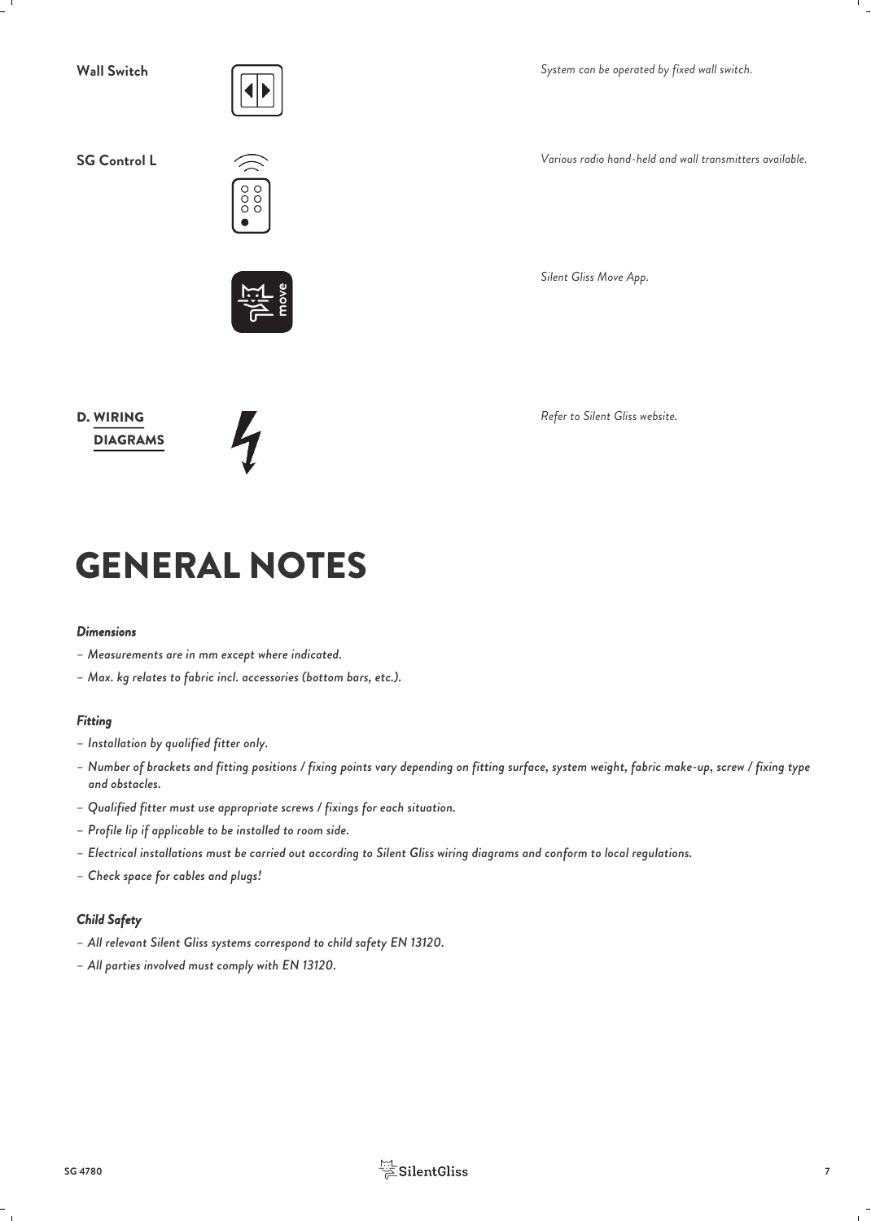**Wall Switch**

*System can be operated by fixed wall switch.*

**SG Control L**

*Various radio hand-held and wall transmitters available.*

*Silent Gliss Move App.*

**D. WIRING DIAGRAMS**

*Refer to Silent Gliss website.*

# GENERAL NOTES

***Dimensions***

- *Measurements are in mm except where indicated.*
- *Max. kg relates to fabric incl. accessories (bottom bars, etc.).*

***Fitting***

- *Installation by qualified fitter only.*
- *Number of brackets and fitting positions / fixing points vary depending on fitting surface, system weight, fabric make-up, screw / fixing type and obstacles.*
- *Qualified fitter must use appropriate screws / fixings for each situation.*
- *Profile lip if applicable to be installed to room side.*
- *Electrical installations must be carried out according to Silent Gliss wiring diagrams and conform to local regulations.*
- *Check space for cables and plugs!*

***Child Safety***

- *All relevant Silent Gliss systems correspond to child safety EN 13120.*
- *All parties involved must comply with EN 13120.*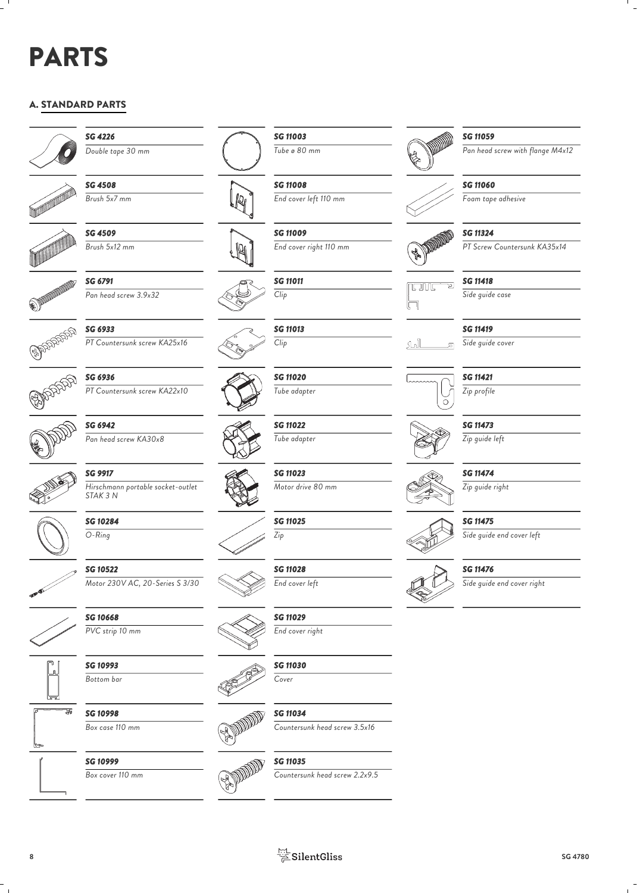# PARTS

## A. STANDARD PARTS

| Part no. | Description |
|---|---|
| *SG 4226* | *Double tape 30 mm* |
| *SG 4508* | *Brush 5x7 mm* |
| *SG 4509* | *Brush 5x12 mm* |
| *SG 6791* | *Pan head screw 3.9x32* |
| *SG 6933* | *PT Countersunk screw KA25x16* |
| *SG 6936* | *PT Countersunk screw KA22x10* |
| *SG 6942* | *Pan head screw KA30x8* |
| *SG 9917* | *Hirschmann portable socket-outlet STAK 3 N* |
| *SG 10284* | *O-Ring* |
| *SG 10522* | *Motor 230V AC, 20-Series S 3/30* |
| *SG 10668* | *PVC strip 10 mm* |
| *SG 10993* | *Bottom bar* |
| *SG 10998* | *Box case 110 mm* |
| *SG 10999* | *Box cover 110 mm* |
| *SG 11003* | *Tube ø 80 mm* |
| *SG 11008* | *End cover left 110 mm* |
| *SG 11009* | *End cover right 110 mm* |
| *SG 11011* | *Clip* |
| *SG 11013* | *Clip* |
| *SG 11020* | *Tube adapter* |
| *SG 11022* | *Tube adapter* |
| *SG 11023* | *Motor drive 80 mm* |
| *SG 11025* | *Zip* |
| *SG 11028* | *End cover left* |
| *SG 11029* | *End cover right* |
| *SG 11030* | *Cover* |
| *SG 11034* | *Countersunk head screw 3.5x16* |
| *SG 11035* | *Countersunk head screw 2.2x9.5* |
| *SG 11059* | *Pan head screw with flange M4x12* |
| *SG 11060* | *Foam tape adhesive* |
| *SG 11324* | *PT Screw Countersunk KA35x14* |
| *SG 11418* | *Side guide case* |
| *SG 11419* | *Side guide cover* |
| *SG 11421* | *Zip profile* |
| *SG 11473* | *Zip guide left* |
| *SG 11474* | *Zip guide right* |
| *SG 11475* | *Side guide end cover left* |
| *SG 11476* | *Side guide end cover right* |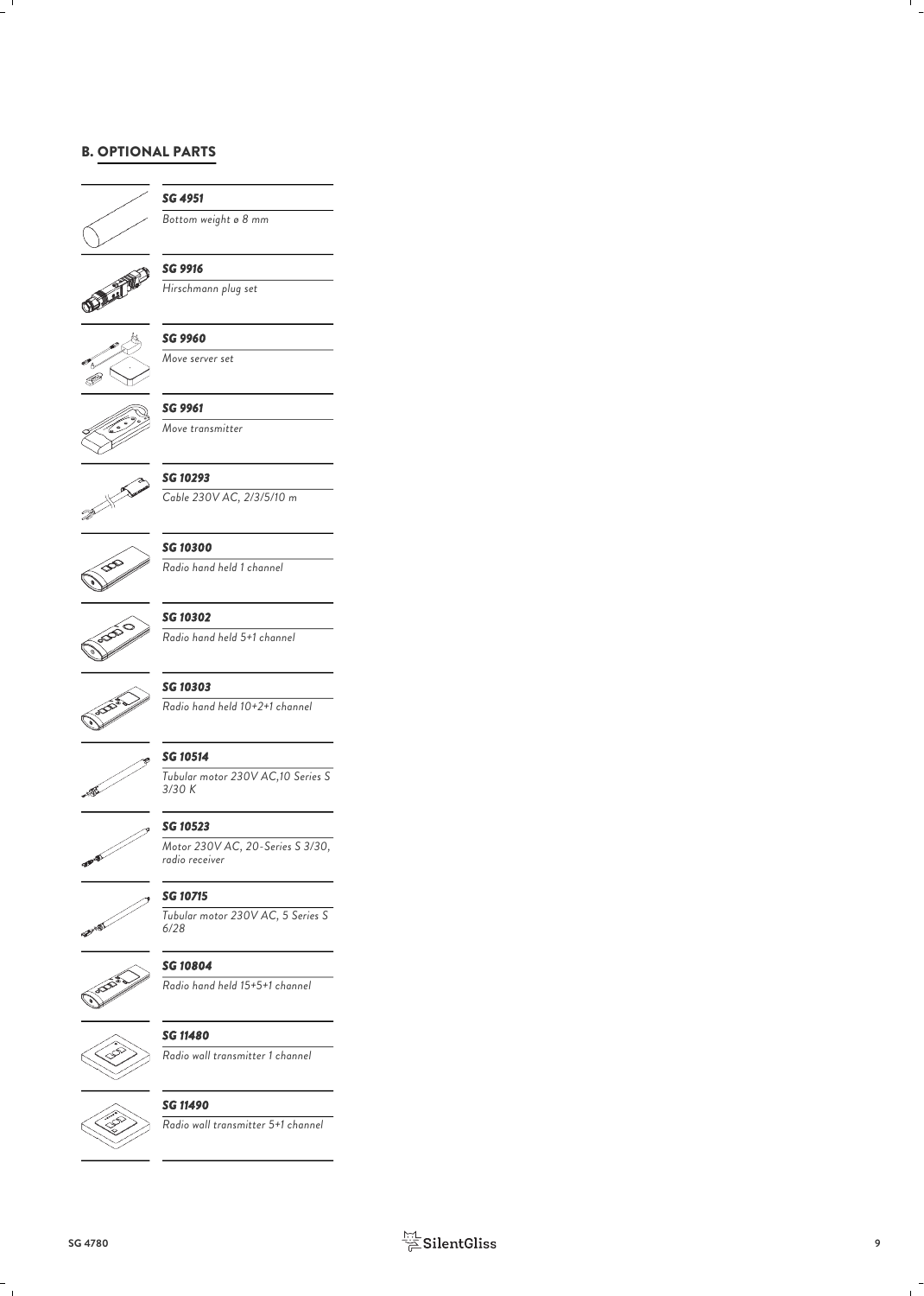## B. OPTIONAL PARTS

***SG 4951***
*Bottom weight ø 8 mm*

***SG 9916***
*Hirschmann plug set*

***SG 9960***
*Move server set*

***SG 9961***
*Move transmitter*

***SG 10293***
*Cable 230V AC, 2/3/5/10 m*

***SG 10300***
*Radio hand held 1 channel*

***SG 10302***
*Radio hand held 5+1 channel*

***SG 10303***
*Radio hand held 10+2+1 channel*

***SG 10514***
*Tubular motor 230V AC,10 Series S 3/30 K*

***SG 10523***
*Motor 230V AC, 20-Series S 3/30, radio receiver*

***SG 10715***
*Tubular motor 230V AC, 5 Series S 6/28*

***SG 10804***
*Radio hand held 15+5+1 channel*

***SG 11480***
*Radio wall transmitter 1 channel*

***SG 11490***
*Radio wall transmitter 5+1 channel*